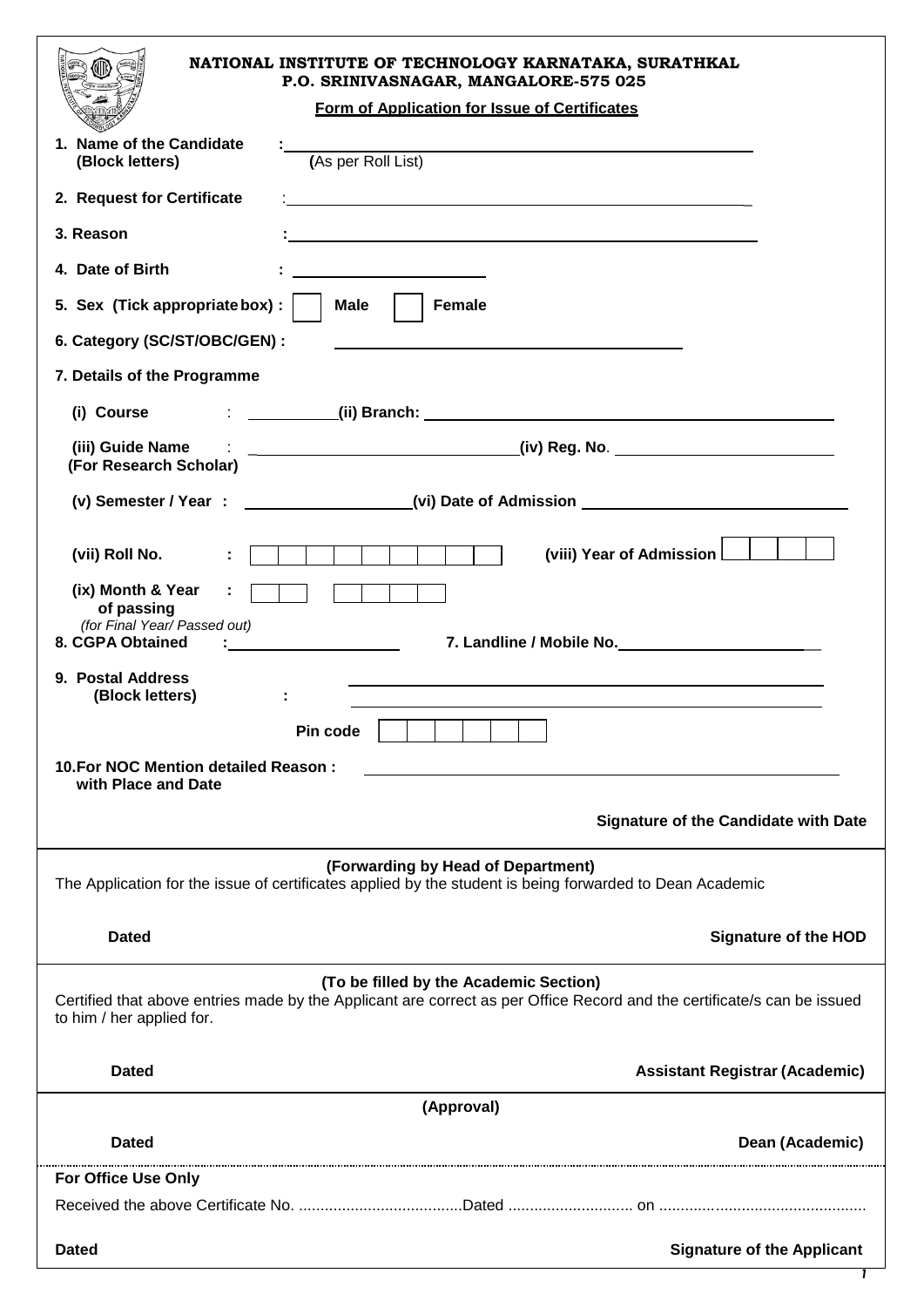# NATIONAL INSTITUTE OF TECHNOLOGY KARNATAKA, SURATHKAL
**P.O. SRINIVASNAGAR, MANGALORE-575 025**

**Form of Application for Issue of Certificates**

**1. Name of the Candidate (Block letters)** : ____________________ (As per Roll List)

**2. Request for Certificate** : ____________________

**3. Reason** : ____________________

**4. Date of Birth** : ____________________

**5. Sex (Tick appropriate box) :** ☐ **Male** ☐ **Female**

**6. Category (SC/ST/OBC/GEN) :** ____________________

**7. Details of the Programme**

**(i) Course** : __________ **(ii) Branch:** ____________________

**(iii) Guide Name (For Research Scholar)** : ____________________ **(iv) Reg. No**. ____________________

**(v) Semester / Year :** ____________________ **(vi) Date of Admission** ____________________

**(vii) Roll No.** : ☐☐☐☐☐☐☐☐☐ **(viii) Year of Admission** ☐☐☐☐

**(ix) Month & Year of passing** : ☐☐ ☐☐☐☐
*(for Final Year/ Passed out)*

**8. CGPA Obtained** : ____________________ **7. Landline / Mobile No.** ____________________

**9. Postal Address (Block letters)** : ____________________

**Pin code** ☐☐☐☐☐☐

**10.For NOC Mention detailed Reason : with Place and Date** ____________________

**Signature of the Candidate with Date**

---

**(Forwarding by Head of Department)**

The Application for the issue of certificates applied by the student is being forwarded to Dean Academic

**Dated** **Signature of the HOD**

---

**(To be filled by the Academic Section)**

Certified that above entries made by the Applicant are correct as per Office Record and the certificate/s can be issued to him / her applied for.

**Dated** **Assistant Registrar (Academic)**

---

**(Approval)**

**Dated** **Dean (Academic)**

---

**For Office Use Only**

Received the above Certificate No. ......................................Dated ............................ on ...............................................

**Dated** **Signature of the Applicant**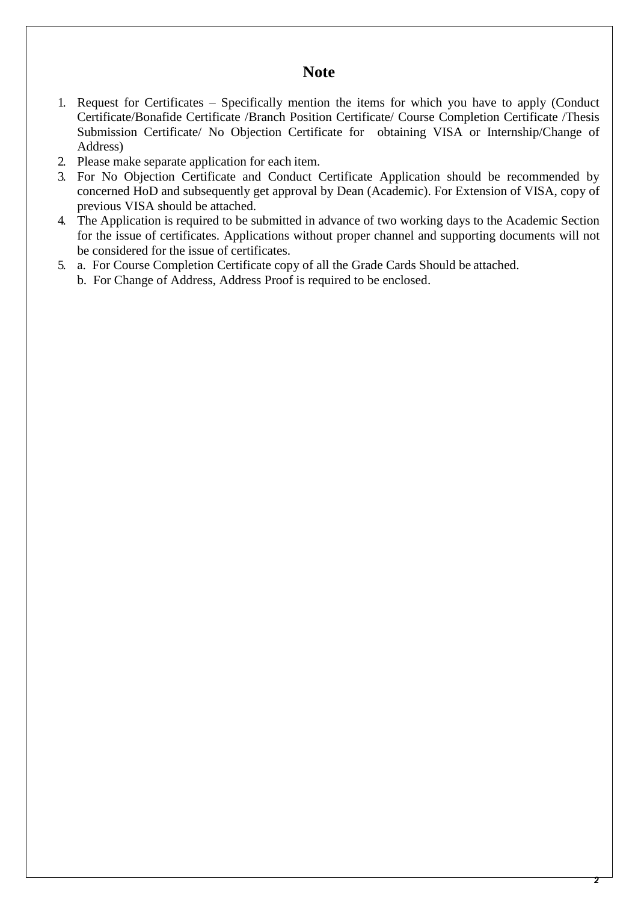# Note

1. Request for Certificates – Specifically mention the items for which you have to apply (Conduct Certificate/Bonafide Certificate /Branch Position Certificate/ Course Completion Certificate /Thesis Submission Certificate/ No Objection Certificate for obtaining VISA or Internship/Change of Address)
2. Please make separate application for each item.
3. For No Objection Certificate and Conduct Certificate Application should be recommended by concerned HoD and subsequently get approval by Dean (Academic). For Extension of VISA, copy of previous VISA should be attached.
4. The Application is required to be submitted in advance of two working days to the Academic Section for the issue of certificates. Applications without proper channel and supporting documents will not be considered for the issue of certificates.
5. a. For Course Completion Certificate copy of all the Grade Cards Should be attached.
   b. For Change of Address, Address Proof is required to be enclosed.